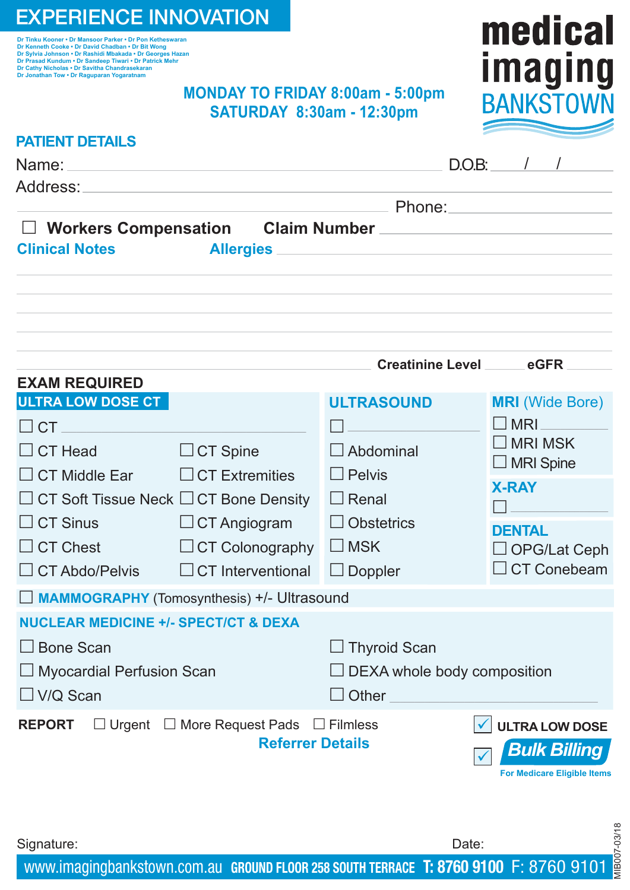# EXPERIENCE INNOVATION

Dr Tinku Kooner • Dr Mansoor Parker • Dr Pon Ketheswaran
Dr Kenneth Cooke • Dr David Chadban • Dr Bit Wong
Dr Sylvia Johnson • Dr Rashidi Mbakada • Dr Georges Hazan
Dr Prasad Kundum • Dr Sandeep Tiwari • Dr Patrick Mehr
Dr Cathy Nicholas • Dr Savitha Chandrasekaran
Dr Jonathan Tow • Dr Raguparan Yogaratnam

**MONDAY TO FRIDAY 8:00am - 5:00pm**
**SATURDAY 8:30am - 12:30pm**

**medical imaging BANKSTOWN**

## PATIENT DETAILS

Name: ______________________ D.O.B: ___/___/___

Address: ______________________

______________________ Phone: ______________________

☐ **Workers Compensation** **Claim Number** ______________________

**Clinical Notes** **Allergies** ______________________

______________________

______________________

______________________

______________________

______________________ **Creatinine Level** ______ **eGFR** ______

## EXAM REQUIRED

### ULTRA LOW DOSE CT

☐ CT ______________________

| | |
|---|---|
| ☐ CT Head | ☐ CT Spine |
| ☐ CT Middle Ear | ☐ CT Extremities |
| ☐ CT Soft Tissue Neck | ☐ CT Bone Density |
| ☐ CT Sinus | ☐ CT Angiogram |
| ☐ CT Chest | ☐ CT Colonography |
| ☐ CT Abdo/Pelvis | ☐ CT Interventional |

### ULTRASOUND

☐ ______________________
☐ Abdominal
☐ Pelvis
☐ Renal
☐ Obstetrics
☐ MSK
☐ Doppler

### MRI (Wide Bore)

☐ MRI ______________________
☐ MRI MSK
☐ MRI Spine

### X-RAY

☐ ______________________

### DENTAL

☐ OPG/Lat Ceph
☐ CT Conebeam

☐ **MAMMOGRAPHY** (Tomosynthesis) +/- Ultrasound

### NUCLEAR MEDICINE +/- SPECT/CT & DEXA

| | |
|---|---|
| ☐ Bone Scan | ☐ Thyroid Scan |
| ☐ Myocardial Perfusion Scan | ☐ DEXA whole body composition |
| ☐ V/Q Scan | ☐ Other ______________________ |

**REPORT** ☐ Urgent ☐ More Request Pads ☐ Filmless

☑ **ULTRA LOW DOSE**

**Referrer Details**

☑ **Bulk Billing**
For Medicare Eligible Items

Signature: Date:

www.imagingbankstown.com.au GROUND FLOOR 258 SOUTH TERRACE T: 8760 9100 F: 8760 9101

MIB007-03/18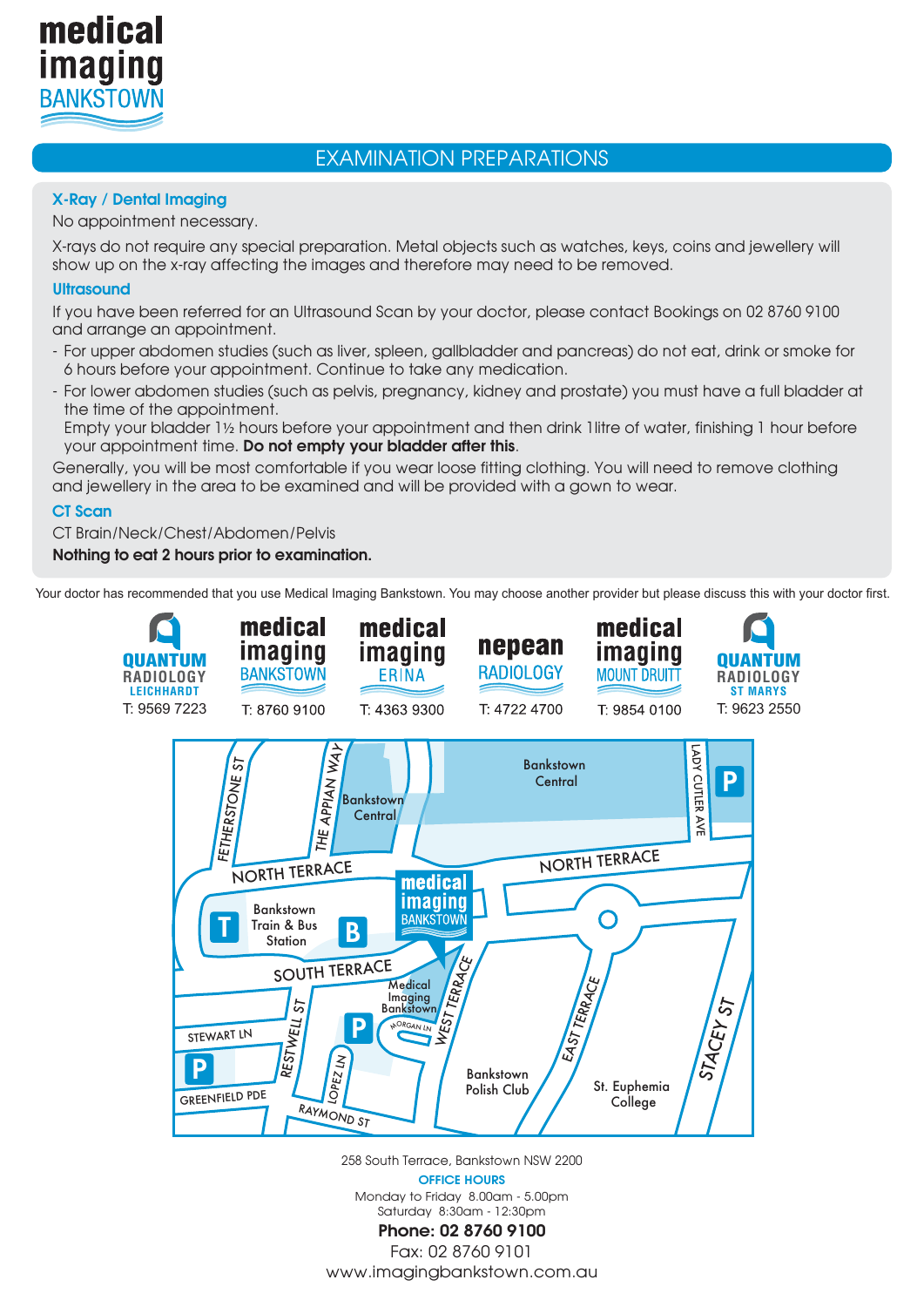# medical imaging BANKSTOWN

## EXAMINATION PREPARATIONS

### X-Ray / Dental Imaging

No appointment necessary.

X-rays do not require any special preparation. Metal objects such as watches, keys, coins and jewellery will show up on the x-ray affecting the images and therefore may need to be removed.

### Ultrasound

If you have been referred for an Ultrasound Scan by your doctor, please contact Bookings on 02 8760 9100 and arrange an appointment.

- For upper abdomen studies (such as liver, spleen, gallbladder and pancreas) do not eat, drink or smoke for 6 hours before your appointment. Continue to take any medication.
- For lower abdomen studies (such as pelvis, pregnancy, kidney and prostate) you must have a full bladder at the time of the appointment.
  Empty your bladder 1½ hours before your appointment and then drink 1litre of water, finishing 1 hour before your appointment time. **Do not empty your bladder after this**.

Generally, you will be most comfortable if you wear loose fitting clothing. You will need to remove clothing and jewellery in the area to be examined and will be provided with a gown to wear.

### CT Scan

CT Brain/Neck/Chest/Abdomen/Pelvis

**Nothing to eat 2 hours prior to examination.**

Your doctor has recommended that you use Medical Imaging Bankstown. You may choose another provider but please discuss this with your doctor first.

| | | | | | |
|---|---|---|---|---|---|
| QUANTUM RADIOLOGY LEICHHARDT | medical imaging BANKSTOWN | medical imaging ERINA | nepean RADIOLOGY | medical imaging MOUNT DRUITT | QUANTUM RADIOLOGY ST MARYS |
| T: 9569 7223 | T: 8760 9100 | T: 4363 9300 | T: 4722 4700 | T: 9854 0100 | T: 9623 2550 |

FETHERSTONE ST
THE APPIAN WAY
Bankstown Central
Bankstown Central
LADY CUTLER AVE
P
NORTH TERRACE
NORTH TERRACE
medical imaging BANKSTOWN
T
Bankstown Train & Bus Station
B
SOUTH TERRACE
Medical Imaging Bankstown
WEST TERRACE
EAST TERRACE
STACEY ST
STEWART LN
RESTWELL ST
P
MORGAN LN
P
LOPEZ LN
GREENFIELD PDE
RAYMOND ST
Bankstown Polish Club
St. Euphemia College

258 South Terrace, Bankstown NSW 2200

**OFFICE HOURS**

Monday to Friday 8.00am - 5.00pm
Saturday 8:30am - 12:30pm

**Phone: 02 8760 9100**

Fax: 02 8760 9101

www.imagingbankstown.com.au